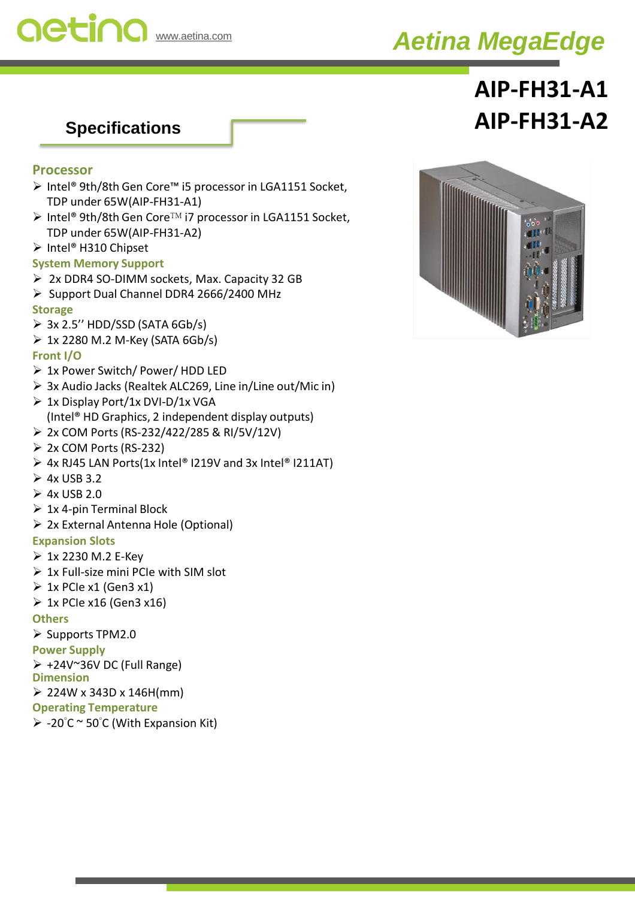aetina www.aetina.com

# Aetina MegaEdge

# AIP-FH31-A1
# AIP-FH31-A2

## Specifications

### Processor
- Intel® 9th/8th Gen Core™ i5 processor in LGA1151 Socket, TDP under 65W(AIP-FH31-A1)
- Intel® 9th/8th Gen Core™ i7 processor in LGA1151 Socket, TDP under 65W(AIP-FH31-A2)
- Intel® H310 Chipset

### System Memory Support
- 2x DDR4 SO-DIMM sockets, Max. Capacity 32 GB
- Support Dual Channel DDR4 2666/2400 MHz

### Storage
- 3x 2.5'' HDD/SSD (SATA 6Gb/s)
- 1x 2280 M.2 M-Key (SATA 6Gb/s)

### Front I/O
- 1x Power Switch/ Power/ HDD LED
- 3x Audio Jacks (Realtek ALC269, Line in/Line out/Mic in)
- 1x Display Port/1x DVI-D/1x VGA
  (Intel® HD Graphics, 2 independent display outputs)
- 2x COM Ports (RS-232/422/285 & RI/5V/12V)
- 2x COM Ports (RS-232)
- 4x RJ45 LAN Ports(1x Intel® I219V and 3x Intel® I211AT)
- 4x USB 3.2
- 4x USB 2.0
- 1x 4-pin Terminal Block
- 2x External Antenna Hole (Optional)

### Expansion Slots
- 1x 2230 M.2 E-Key
- 1x Full-size mini PCIe with SIM slot
- 1x PCIe x1 (Gen3 x1)
- 1x PCIe x16 (Gen3 x16)

### Others
- Supports TPM2.0

### Power Supply
- +24V~36V DC (Full Range)

### Dimension
- 224W x 343D x 146H(mm)

### Operating Temperature
- -20°C ~ 50°C (With Expansion Kit)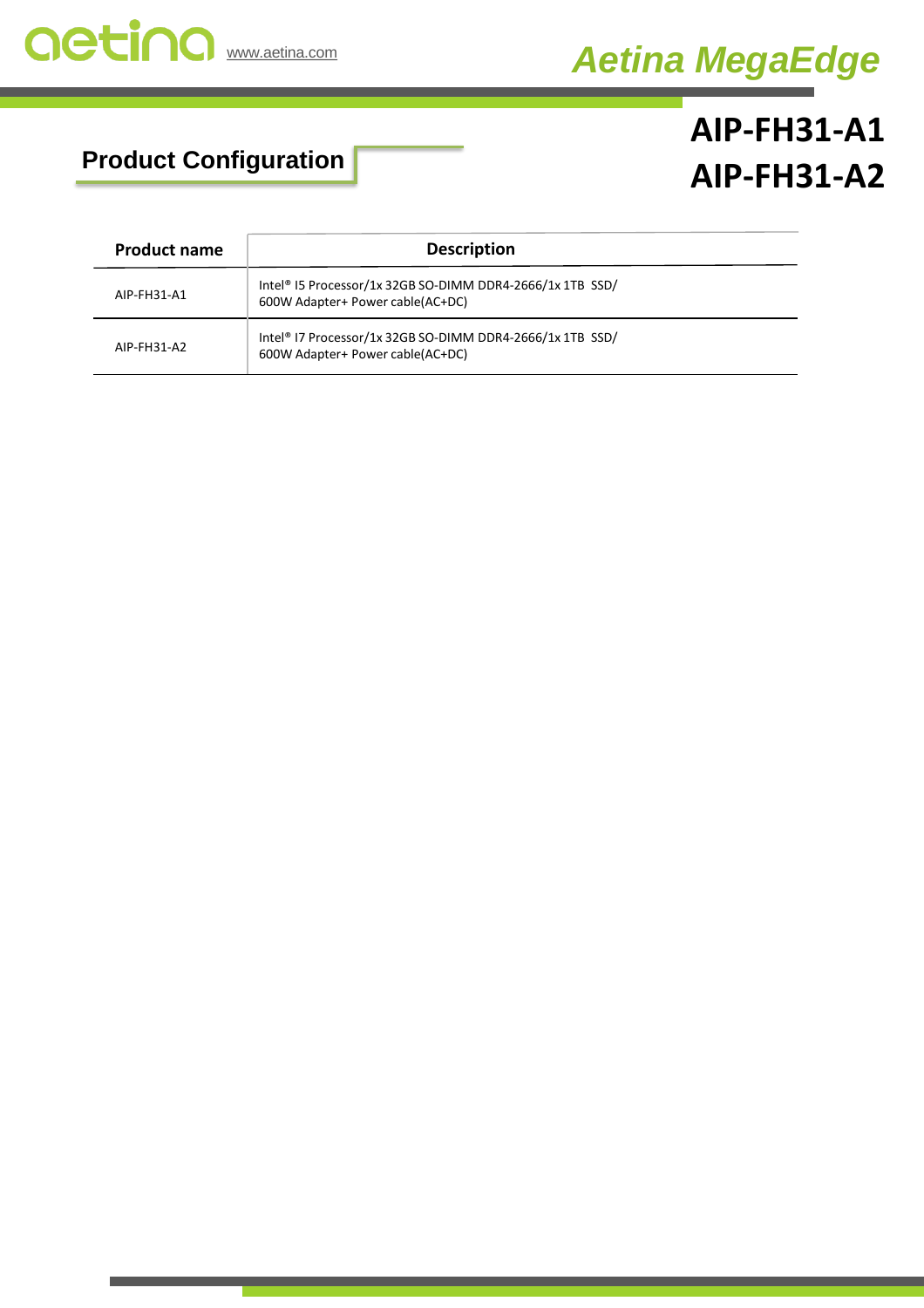# AIP-FH31-A1
# AIP-FH31-A2

## Product Configuration

| Product name | Description |
| --- | --- |
| AIP-FH31-A1 | Intel® I5 Processor/1x 32GB SO-DIMM DDR4-2666/1x 1TB SSD/ 600W Adapter+ Power cable(AC+DC) |
| AIP-FH31-A2 | Intel® I7 Processor/1x 32GB SO-DIMM DDR4-2666/1x 1TB SSD/ 600W Adapter+ Power cable(AC+DC) |